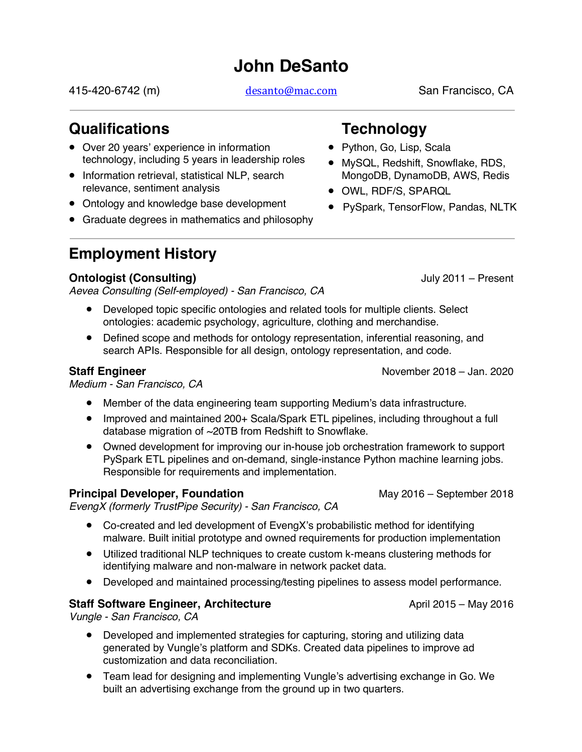# John DeSanto

415-420-6742 (m) | desanto@mac.com | San Francisco, CA

## Qualifications

- Over 20 years' experience in information technology, including 5 years in leadership roles
- Information retrieval, statistical NLP, search relevance, sentiment analysis
- Ontology and knowledge base development
- Graduate degrees in mathematics and philosophy

## Technology

- Python, Go, Lisp, Scala
- MySQL, Redshift, Snowflake, RDS, MongoDB, DynamoDB, AWS, Redis
- OWL, RDF/S, SPARQL
- PySpark, TensorFlow, Pandas, NLTK

## Employment History

### Ontologist (Consulting) — July 2011 – Present

*Aevea Consulting (Self-employed) - San Francisco, CA*

- Developed topic specific ontologies and related tools for multiple clients. Select ontologies: academic psychology, agriculture, clothing and merchandise.
- Defined scope and methods for ontology representation, inferential reasoning, and search APIs. Responsible for all design, ontology representation, and code.

### Staff Engineer — November 2018 – Jan. 2020

*Medium - San Francisco, CA*

- Member of the data engineering team supporting Medium's data infrastructure.
- Improved and maintained 200+ Scala/Spark ETL pipelines, including throughout a full database migration of ~20TB from Redshift to Snowflake.
- Owned development for improving our in-house job orchestration framework to support PySpark ETL pipelines and on-demand, single-instance Python machine learning jobs. Responsible for requirements and implementation.

### Principal Developer, Foundation — May 2016 – September 2018

*EvengX (formerly TrustPipe Security) - San Francisco, CA*

- Co-created and led development of EvengX's probabilistic method for identifying malware. Built initial prototype and owned requirements for production implementation
- Utilized traditional NLP techniques to create custom k-means clustering methods for identifying malware and non-malware in network packet data.
- Developed and maintained processing/testing pipelines to assess model performance.

### Staff Software Engineer, Architecture — April 2015 – May 2016

*Vungle - San Francisco, CA*

- Developed and implemented strategies for capturing, storing and utilizing data generated by Vungle's platform and SDKs. Created data pipelines to improve ad customization and data reconciliation.
- Team lead for designing and implementing Vungle's advertising exchange in Go. We built an advertising exchange from the ground up in two quarters.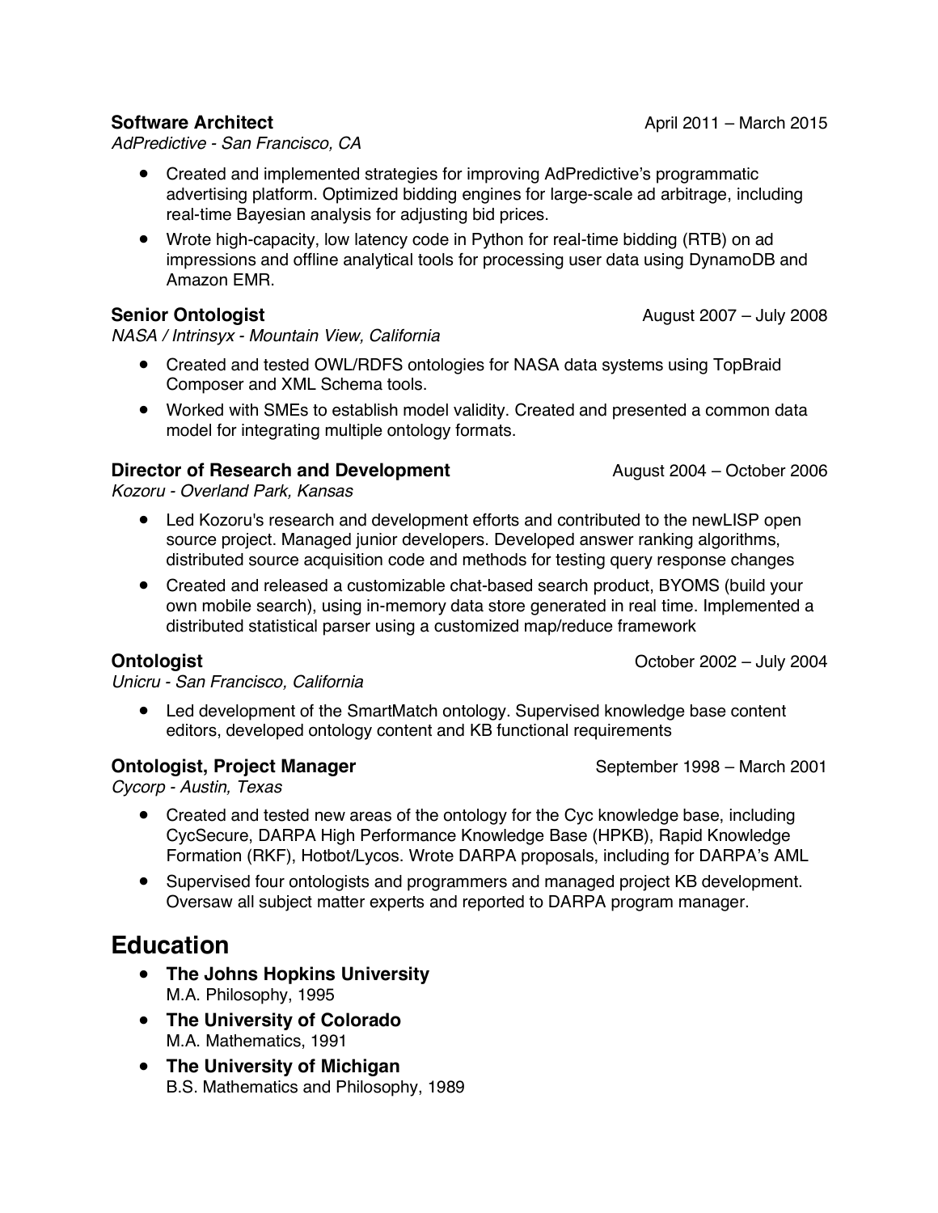### Software Architect

April 2011 – March 2015

*AdPredictive - San Francisco, CA*

- Created and implemented strategies for improving AdPredictive's programmatic advertising platform. Optimized bidding engines for large-scale ad arbitrage, including real-time Bayesian analysis for adjusting bid prices.
- Wrote high-capacity, low latency code in Python for real-time bidding (RTB) on ad impressions and offline analytical tools for processing user data using DynamoDB and Amazon EMR.

### Senior Ontologist

August 2007 – July 2008

*NASA / Intrinsyx - Mountain View, California*

- Created and tested OWL/RDFS ontologies for NASA data systems using TopBraid Composer and XML Schema tools.
- Worked with SMEs to establish model validity. Created and presented a common data model for integrating multiple ontology formats.

### Director of Research and Development

August 2004 – October 2006

*Kozoru - Overland Park, Kansas*

- Led Kozoru's research and development efforts and contributed to the newLISP open source project. Managed junior developers. Developed answer ranking algorithms, distributed source acquisition code and methods for testing query response changes
- Created and released a customizable chat-based search product, BYOMS (build your own mobile search), using in-memory data store generated in real time. Implemented a distributed statistical parser using a customized map/reduce framework

### Ontologist

October 2002 – July 2004

*Unicru - San Francisco, California*

- Led development of the SmartMatch ontology. Supervised knowledge base content editors, developed ontology content and KB functional requirements

### Ontologist, Project Manager

September 1998 – March 2001

*Cycorp - Austin, Texas*

- Created and tested new areas of the ontology for the Cyc knowledge base, including CycSecure, DARPA High Performance Knowledge Base (HPKB), Rapid Knowledge Formation (RKF), Hotbot/Lycos. Wrote DARPA proposals, including for DARPA's AML
- Supervised four ontologists and programmers and managed project KB development. Oversaw all subject matter experts and reported to DARPA program manager.

## Education

- **The Johns Hopkins University**
  M.A. Philosophy, 1995
- **The University of Colorado**
  M.A. Mathematics, 1991
- **The University of Michigan**
  B.S. Mathematics and Philosophy, 1989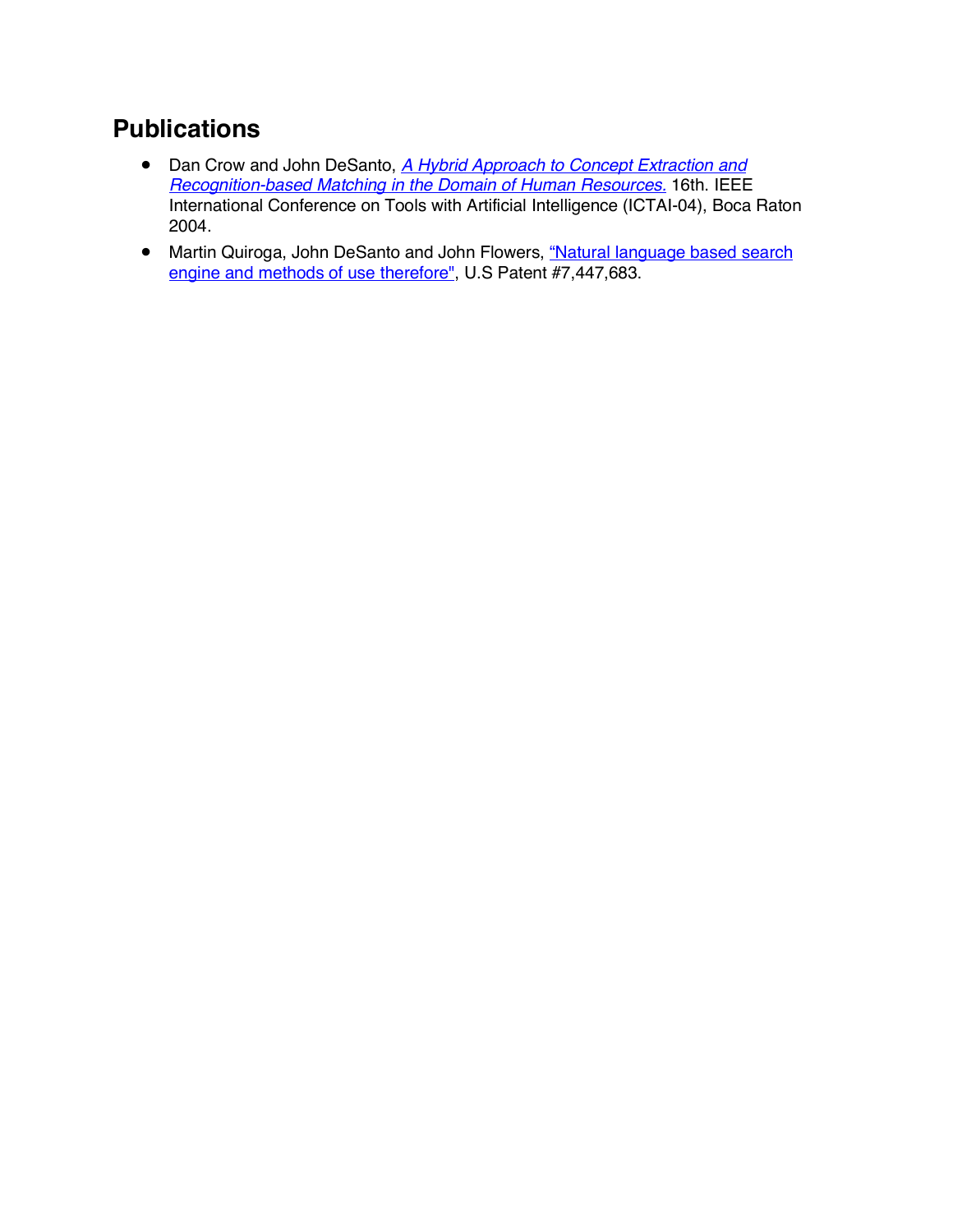## Publications

- Dan Crow and John DeSanto, *A Hybrid Approach to Concept Extraction and Recognition-based Matching in the Domain of Human Resources.* 16th. IEEE International Conference on Tools with Artificial Intelligence (ICTAI-04), Boca Raton 2004.
- Martin Quiroga, John DeSanto and John Flowers, "Natural language based search engine and methods of use therefore", U.S Patent #7,447,683.